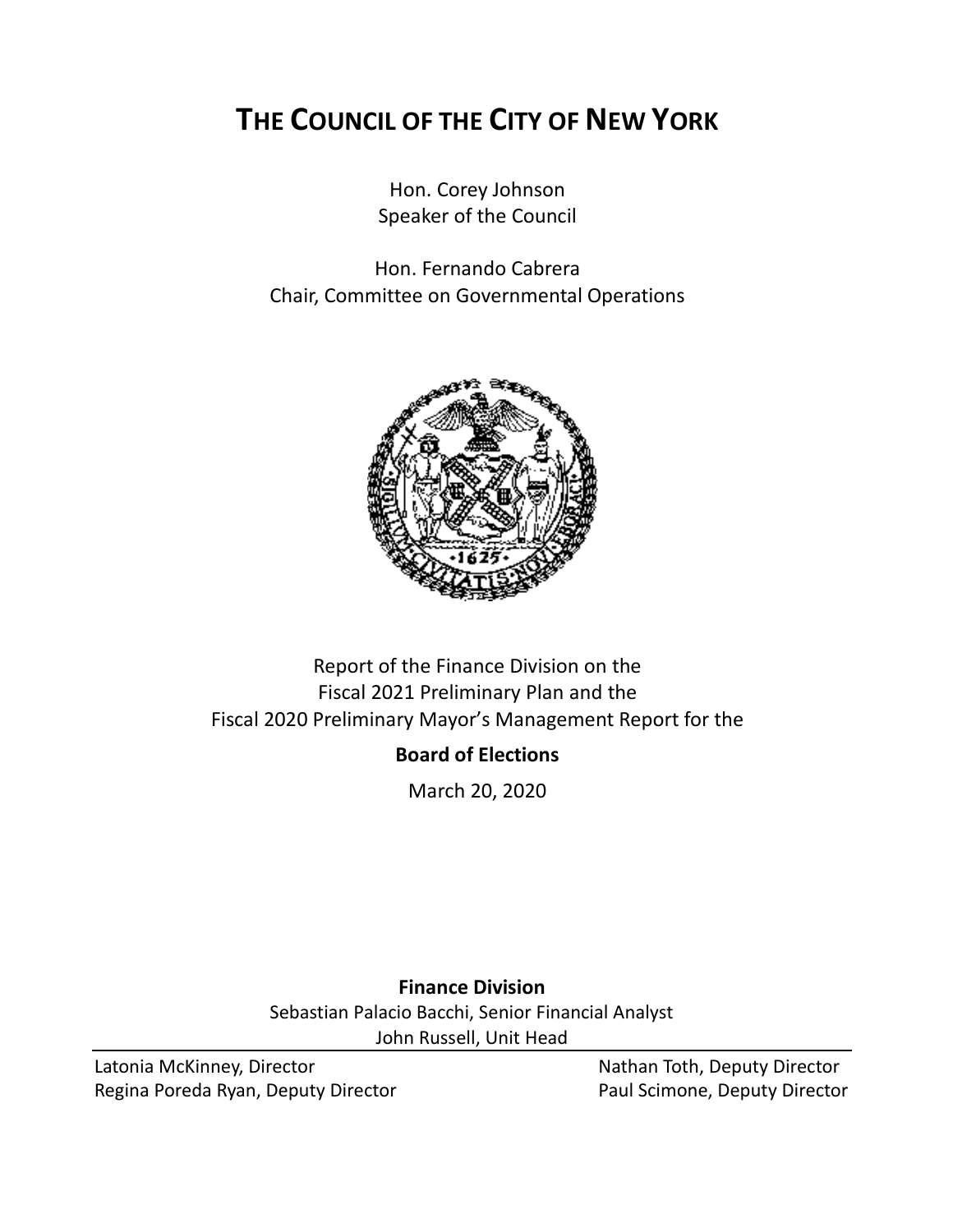# THE COUNCIL OF THE CITY OF NEW YORK

Hon. Corey Johnson
Speaker of the Council

Hon. Fernando Cabrera
Chair, Committee on Governmental Operations

Report of the Finance Division on the
Fiscal 2021 Preliminary Plan and the
Fiscal 2020 Preliminary Mayor's Management Report for the

**Board of Elections**

March 20, 2020

**Finance Division**

Sebastian Palacio Bacchi, Senior Financial Analyst
John Russell, Unit Head

Latonia McKinney, Director
Regina Poreda Ryan, Deputy Director
Nathan Toth, Deputy Director
Paul Scimone, Deputy Director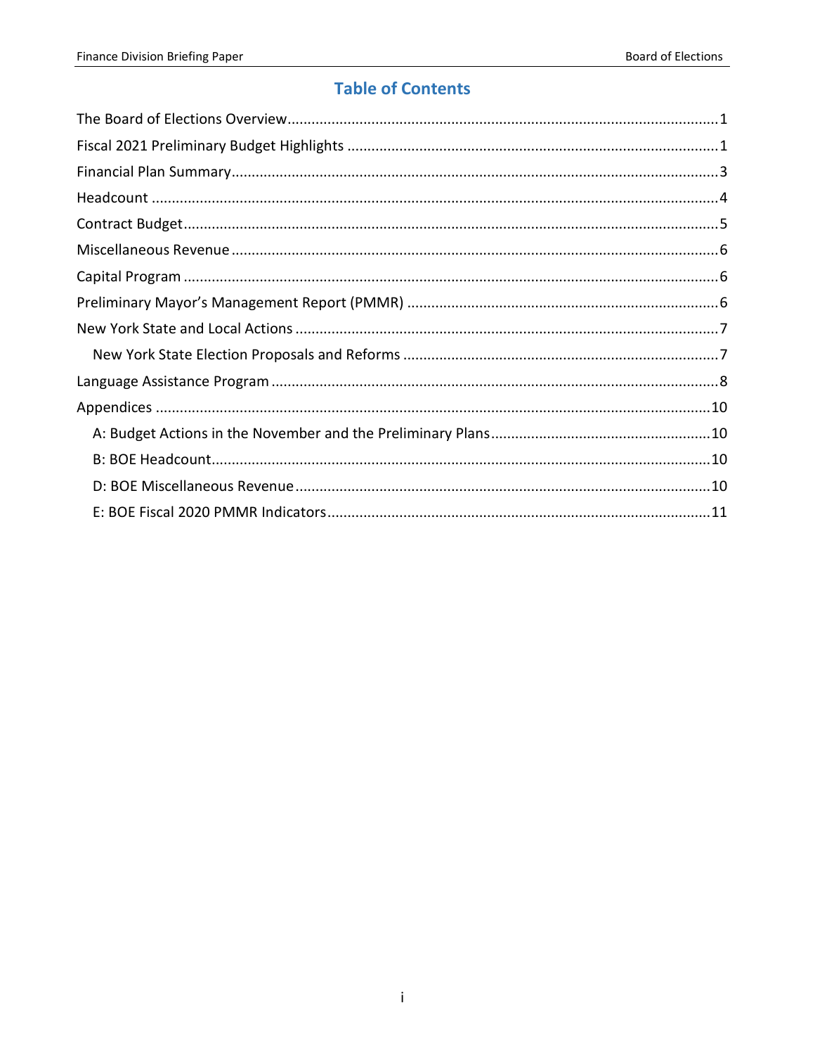## Table of Contents

The Board of Elections Overview....1
Fiscal 2021 Preliminary Budget Highlights....1
Financial Plan Summary....3
Headcount....4
Contract Budget....5
Miscellaneous Revenue....6
Capital Program....6
Preliminary Mayor's Management Report (PMMR)....6
New York State and Local Actions....7
- New York State Election Proposals and Reforms....7

Language Assistance Program....8
Appendices....10
- A: Budget Actions in the November and the Preliminary Plans....10
- B: BOE Headcount....10
- D: BOE Miscellaneous Revenue....10
- E: BOE Fiscal 2020 PMMR Indicators....11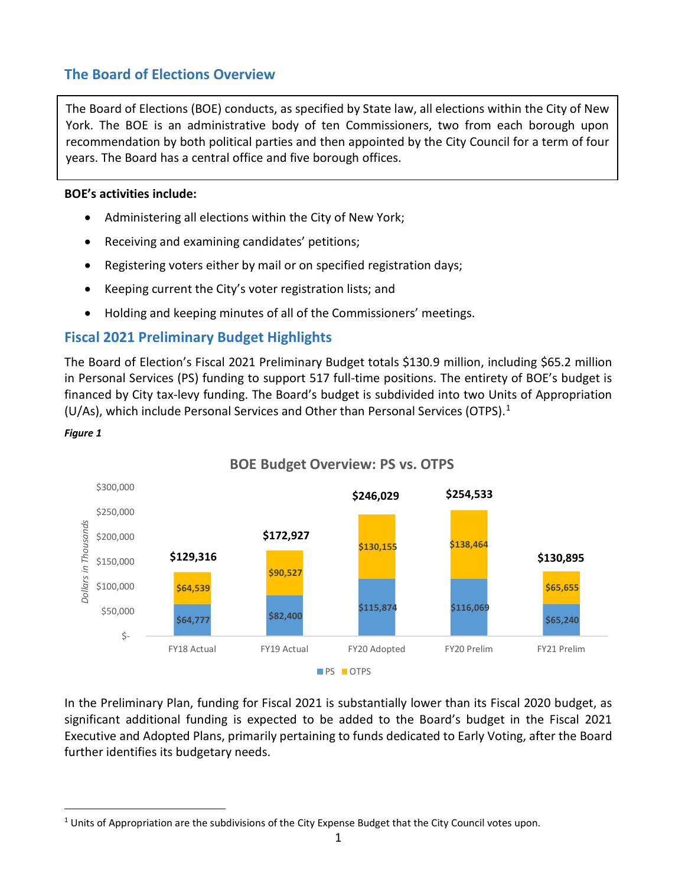## The Board of Elections Overview

The Board of Elections (BOE) conducts, as specified by State law, all elections within the City of New York. The BOE is an administrative body of ten Commissioners, two from each borough upon recommendation by both political parties and then appointed by the City Council for a term of four years. The Board has a central office and five borough offices.

**BOE's activities include:**

- Administering all elections within the City of New York;
- Receiving and examining candidates' petitions;
- Registering voters either by mail or on specified registration days;
- Keeping current the City's voter registration lists; and
- Holding and keeping minutes of all of the Commissioners' meetings.

## Fiscal 2021 Preliminary Budget Highlights

The Board of Election's Fiscal 2021 Preliminary Budget totals $130.9 million, including $65.2 million in Personal Services (PS) funding to support 517 full-time positions. The entirety of BOE's budget is financed by City tax-levy funding. The Board's budget is subdivided into two Units of Appropriation (U/As), which include Personal Services and Other than Personal Services (OTPS).[1]

***Figure 1***

**BOE Budget Overview: PS vs. OTPS**

*Dollars in Thousands*

| | FY18 Actual | FY19 Actual | FY20 Adopted | FY20 Prelim | FY21 Prelim |
|---|---|---|---|---|---|
| PS | $64,777 | $82,400 | $115,874 | $116,069 | $65,240 |
| OTPS | $64,539 | $90,527 | $130,155 | $138,464 | $65,655 |
| Total | $129,316 | $172,927 | $246,029 | $254,533 | $130,895 |

In the Preliminary Plan, funding for Fiscal 2021 is substantially lower than its Fiscal 2020 budget, as significant additional funding is expected to be added to the Board's budget in the Fiscal 2021 Executive and Adopted Plans, primarily pertaining to funds dedicated to Early Voting, after the Board further identifies its budgetary needs.

[1] Units of Appropriation are the subdivisions of the City Expense Budget that the City Council votes upon.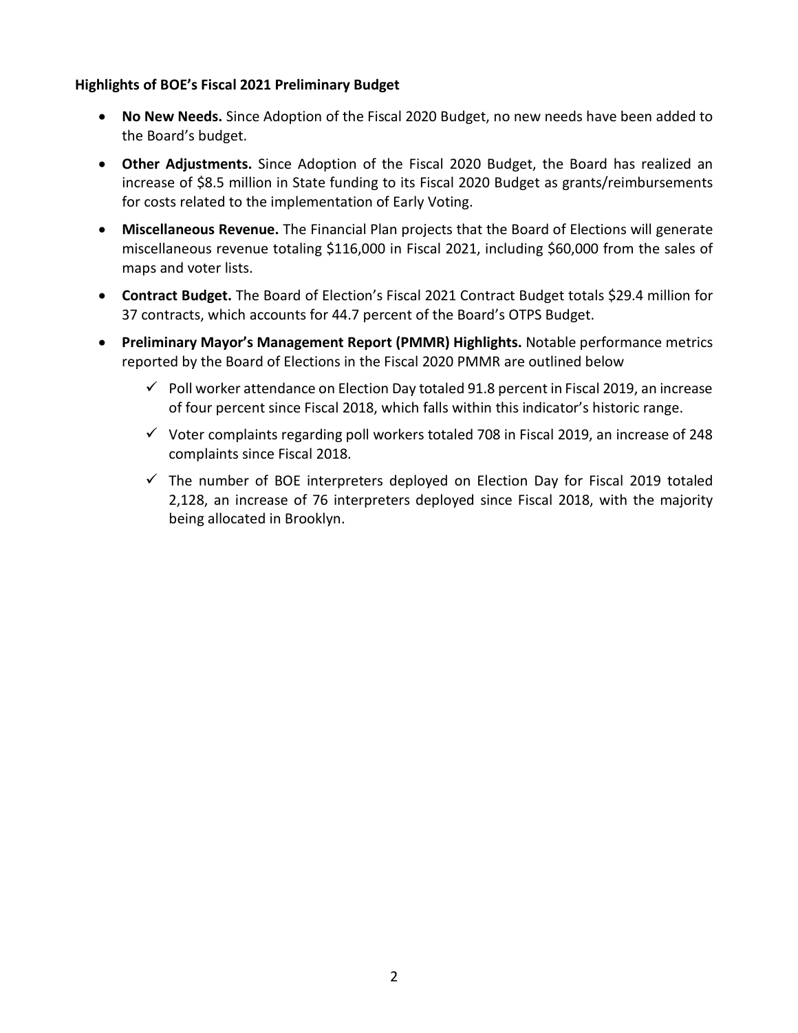**Highlights of BOE's Fiscal 2021 Preliminary Budget**

- **No New Needs.** Since Adoption of the Fiscal 2020 Budget, no new needs have been added to the Board's budget.
- **Other Adjustments.** Since Adoption of the Fiscal 2020 Budget, the Board has realized an increase of $8.5 million in State funding to its Fiscal 2020 Budget as grants/reimbursements for costs related to the implementation of Early Voting.
- **Miscellaneous Revenue.** The Financial Plan projects that the Board of Elections will generate miscellaneous revenue totaling $116,000 in Fiscal 2021, including $60,000 from the sales of maps and voter lists.
- **Contract Budget.** The Board of Election's Fiscal 2021 Contract Budget totals $29.4 million for 37 contracts, which accounts for 44.7 percent of the Board's OTPS Budget.
- **Preliminary Mayor's Management Report (PMMR) Highlights.** Notable performance metrics reported by the Board of Elections in the Fiscal 2020 PMMR are outlined below
  - ✓ Poll worker attendance on Election Day totaled 91.8 percent in Fiscal 2019, an increase of four percent since Fiscal 2018, which falls within this indicator's historic range.
  - ✓ Voter complaints regarding poll workers totaled 708 in Fiscal 2019, an increase of 248 complaints since Fiscal 2018.
  - ✓ The number of BOE interpreters deployed on Election Day for Fiscal 2019 totaled 2,128, an increase of 76 interpreters deployed since Fiscal 2018, with the majority being allocated in Brooklyn.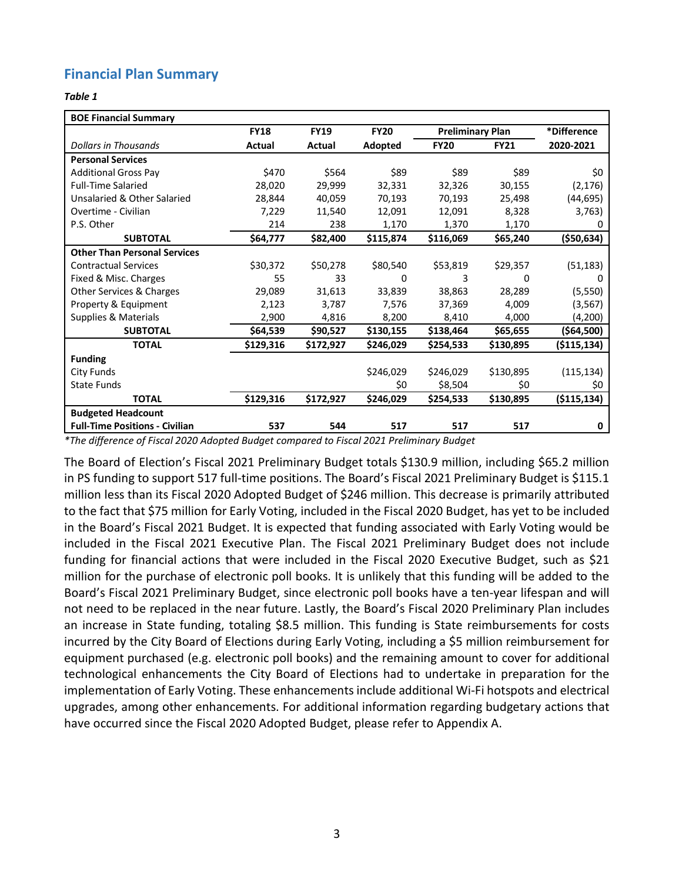## Financial Plan Summary

***Table 1***

| **BOE Financial Summary** | | | | | | |
|---|---|---|---|---|---|---|
| | **FY18** | **FY19** | **FY20** | **Preliminary Plan** | | **\*Difference** |
| *Dollars in Thousands* | **Actual** | **Actual** | **Adopted** | **FY20** | **FY21** | **2020-2021** |
| **Personal Services** | | | | | | |
| Additional Gross Pay | $470 | $564 | $89 | $89 | $89 | $0 |
| Full-Time Salaried | 28,020 | 29,999 | 32,331 | 32,326 | 30,155 | (2,176) |
| Unsalaried & Other Salaried | 28,844 | 40,059 | 70,193 | 70,193 | 25,498 | (44,695) |
| Overtime - Civilian | 7,229 | 11,540 | 12,091 | 12,091 | 8,328 | 3,763) |
| P.S. Other | 214 | 238 | 1,170 | 1,370 | 1,170 | 0 |
| **SUBTOTAL** | **$64,777** | **$82,400** | **$115,874** | **$116,069** | **$65,240** | **($50,634)** |
| **Other Than Personal Services** | | | | | | |
| Contractual Services | $30,372 | $50,278 | $80,540 | $53,819 | $29,357 | (51,183) |
| Fixed & Misc. Charges | 55 | 33 | 0 | 3 | 0 | 0 |
| Other Services & Charges | 29,089 | 31,613 | 33,839 | 38,863 | 28,289 | (5,550) |
| Property & Equipment | 2,123 | 3,787 | 7,576 | 37,369 | 4,009 | (3,567) |
| Supplies & Materials | 2,900 | 4,816 | 8,200 | 8,410 | 4,000 | (4,200) |
| **SUBTOTAL** | **$64,539** | **$90,527** | **$130,155** | **$138,464** | **$65,655** | **($64,500)** |
| **TOTAL** | **$129,316** | **$172,927** | **$246,029** | **$254,533** | **$130,895** | **($115,134)** |
| **Funding** | | | | | | |
| City Funds | | | $246,029 | $246,029 | $130,895 | (115,134) |
| State Funds | | | $0 | $8,504 | $0 | $0 |
| **TOTAL** | **$129,316** | **$172,927** | **$246,029** | **$254,533** | **$130,895** | **($115,134)** |
| **Budgeted Headcount** | | | | | | |
| **Full-Time Positions - Civilian** | **537** | **544** | **517** | **517** | **517** | **0** |

*\*The difference of Fiscal 2020 Adopted Budget compared to Fiscal 2021 Preliminary Budget*

The Board of Election's Fiscal 2021 Preliminary Budget totals $130.9 million, including $65.2 million in PS funding to support 517 full-time positions. The Board's Fiscal 2021 Preliminary Budget is $115.1 million less than its Fiscal 2020 Adopted Budget of $246 million. This decrease is primarily attributed to the fact that $75 million for Early Voting, included in the Fiscal 2020 Budget, has yet to be included in the Board's Fiscal 2021 Budget. It is expected that funding associated with Early Voting would be included in the Fiscal 2021 Executive Plan. The Fiscal 2021 Preliminary Budget does not include funding for financial actions that were included in the Fiscal 2020 Executive Budget, such as $21 million for the purchase of electronic poll books. It is unlikely that this funding will be added to the Board's Fiscal 2021 Preliminary Budget, since electronic poll books have a ten-year lifespan and will not need to be replaced in the near future. Lastly, the Board's Fiscal 2020 Preliminary Plan includes an increase in State funding, totaling $8.5 million. This funding is State reimbursements for costs incurred by the City Board of Elections during Early Voting, including a $5 million reimbursement for equipment purchased (e.g. electronic poll books) and the remaining amount to cover for additional technological enhancements the City Board of Elections had to undertake in preparation for the implementation of Early Voting. These enhancements include additional Wi-Fi hotspots and electrical upgrades, among other enhancements. For additional information regarding budgetary actions that have occurred since the Fiscal 2020 Adopted Budget, please refer to Appendix A.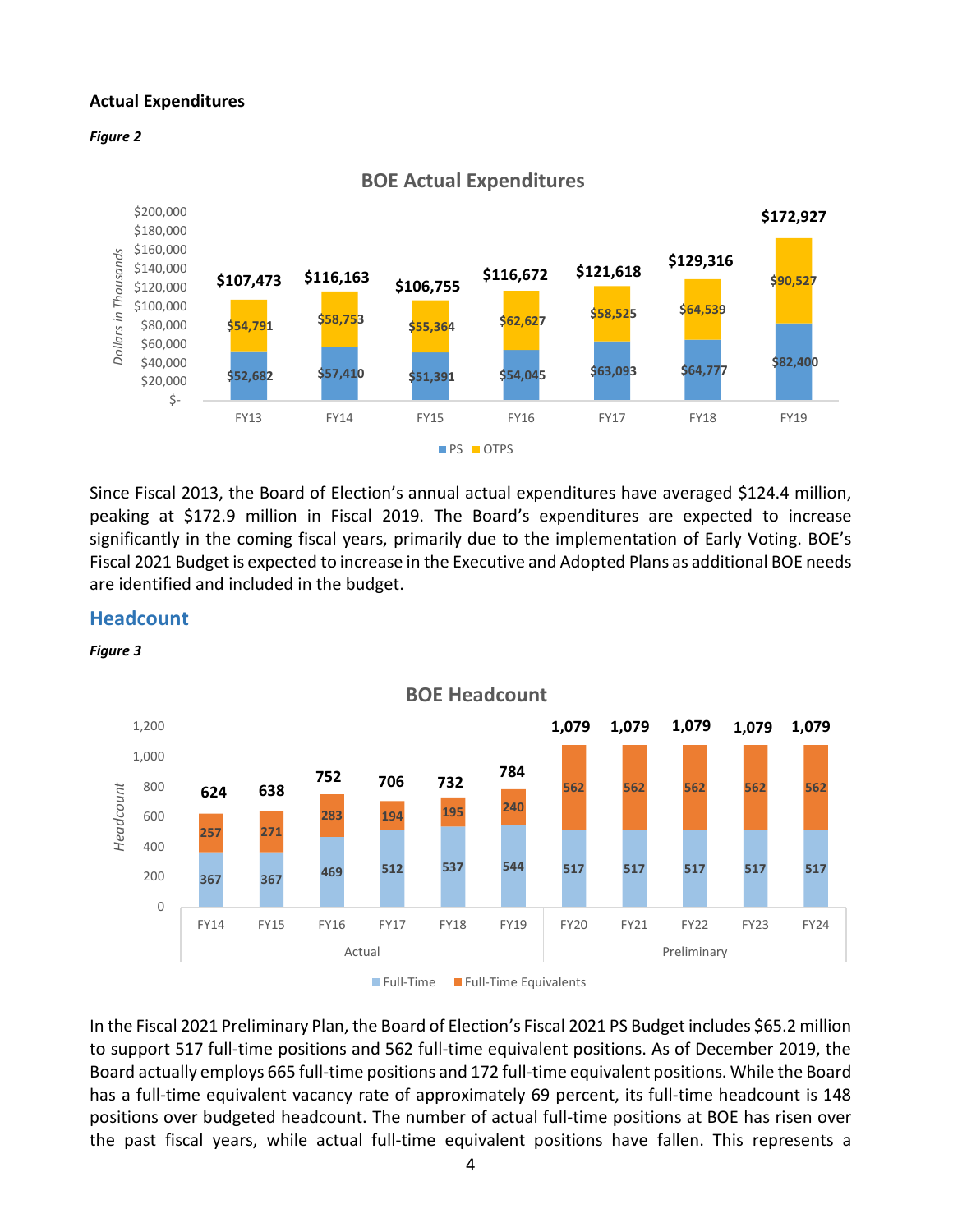**Actual Expenditures**

***Figure 2***

**BOE Actual Expenditures** (Dollars in Thousands)

| | FY13 | FY14 | FY15 | FY16 | FY17 | FY18 | FY19 |
|---|---|---|---|---|---|---|---|
| PS | $52,682 | $57,410 | $51,391 | $54,045 | $63,093 | $64,777 | $82,400 |
| OTPS | $54,791 | $58,753 | $55,364 | $62,627 | $58,525 | $64,539 | $90,527 |
| Total | $107,473 | $116,163 | $106,755 | $116,672 | $121,618 | $129,316 | $172,927 |

Since Fiscal 2013, the Board of Election's annual actual expenditures have averaged $124.4 million, peaking at $172.9 million in Fiscal 2019. The Board's expenditures are expected to increase significantly in the coming fiscal years, primarily due to the implementation of Early Voting. BOE's Fiscal 2021 Budget is expected to increase in the Executive and Adopted Plans as additional BOE needs are identified and included in the budget.

## Headcount

***Figure 3***

**BOE Headcount**

| | FY14 | FY15 | FY16 | FY17 | FY18 | FY19 | FY20 | FY21 | FY22 | FY23 | FY24 |
|---|---|---|---|---|---|---|---|---|---|---|---|
| | Actual | | | | | | Preliminary | | | | |
| Full-Time | 367 | 367 | 469 | 512 | 537 | 544 | 517 | 517 | 517 | 517 | 517 |
| Full-Time Equivalents | 257 | 271 | 283 | 194 | 195 | 240 | 562 | 562 | 562 | 562 | 562 |
| Total | 624 | 638 | 752 | 706 | 732 | 784 | 1,079 | 1,079 | 1,079 | 1,079 | 1,079 |

In the Fiscal 2021 Preliminary Plan, the Board of Election's Fiscal 2021 PS Budget includes $65.2 million to support 517 full-time positions and 562 full-time equivalent positions. As of December 2019, the Board actually employs 665 full-time positions and 172 full-time equivalent positions. While the Board has a full-time equivalent vacancy rate of approximately 69 percent, its full-time headcount is 148 positions over budgeted headcount. The number of actual full-time positions at BOE has risen over the past fiscal years, while actual full-time equivalent positions have fallen. This represents a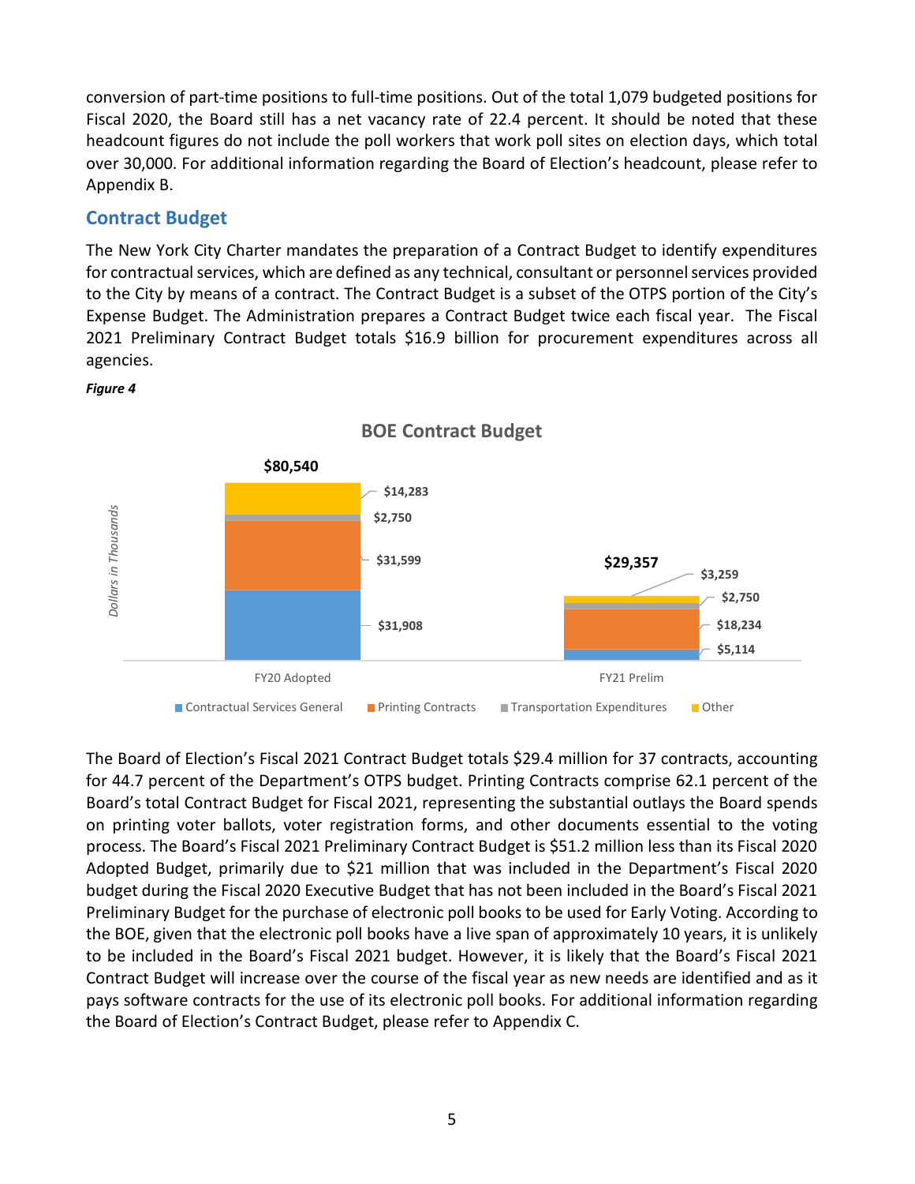conversion of part-time positions to full-time positions. Out of the total 1,079 budgeted positions for Fiscal 2020, the Board still has a net vacancy rate of 22.4 percent. It should be noted that these headcount figures do not include the poll workers that work poll sites on election days, which total over 30,000. For additional information regarding the Board of Election's headcount, please refer to Appendix B.

## Contract Budget

The New York City Charter mandates the preparation of a Contract Budget to identify expenditures for contractual services, which are defined as any technical, consultant or personnel services provided to the City by means of a contract. The Contract Budget is a subset of the OTPS portion of the City's Expense Budget. The Administration prepares a Contract Budget twice each fiscal year. The Fiscal 2021 Preliminary Contract Budget totals $16.9 billion for procurement expenditures across all agencies.

***Figure 4***

**BOE Contract Budget**

*Dollars in Thousands*

| | FY20 Adopted | FY21 Prelim |
|---|---|---|
| Contractual Services General | $31,908 | $5,114 |
| Printing Contracts | $31,599 | $18,234 |
| Transportation Expenditures | $2,750 | $2,750 |
| Other | $14,283 | $3,259 |
| **Total** | **$80,540** | **$29,357** |

The Board of Election's Fiscal 2021 Contract Budget totals $29.4 million for 37 contracts, accounting for 44.7 percent of the Department's OTPS budget. Printing Contracts comprise 62.1 percent of the Board's total Contract Budget for Fiscal 2021, representing the substantial outlays the Board spends on printing voter ballots, voter registration forms, and other documents essential to the voting process. The Board's Fiscal 2021 Preliminary Contract Budget is $51.2 million less than its Fiscal 2020 Adopted Budget, primarily due to $21 million that was included in the Department's Fiscal 2020 budget during the Fiscal 2020 Executive Budget that has not been included in the Board's Fiscal 2021 Preliminary Budget for the purchase of electronic poll books to be used for Early Voting. According to the BOE, given that the electronic poll books have a live span of approximately 10 years, it is unlikely to be included in the Board's Fiscal 2021 budget. However, it is likely that the Board's Fiscal 2021 Contract Budget will increase over the course of the fiscal year as new needs are identified and as it pays software contracts for the use of its electronic poll books. For additional information regarding the Board of Election's Contract Budget, please refer to Appendix C.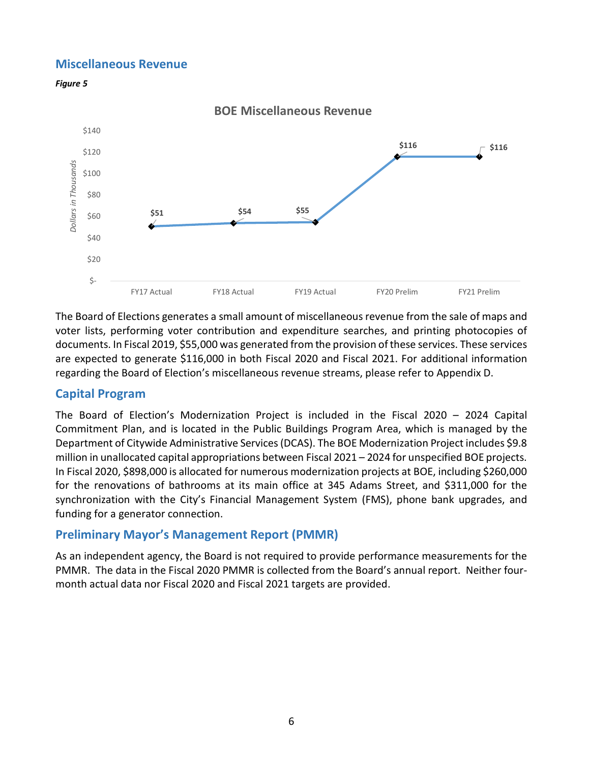## Miscellaneous Revenue

***Figure 5***

**BOE Miscellaneous Revenue**

| | FY17 Actual | FY18 Actual | FY19 Actual | FY20 Prelim | FY21 Prelim |
|---|---|---|---|---|---|
| Dollars in Thousands | $51 | $54 | $55 | $116 | $116 |

The Board of Elections generates a small amount of miscellaneous revenue from the sale of maps and voter lists, performing voter contribution and expenditure searches, and printing photocopies of documents. In Fiscal 2019, $55,000 was generated from the provision of these services. These services are expected to generate $116,000 in both Fiscal 2020 and Fiscal 2021. For additional information regarding the Board of Election's miscellaneous revenue streams, please refer to Appendix D.

## Capital Program

The Board of Election's Modernization Project is included in the Fiscal 2020 – 2024 Capital Commitment Plan, and is located in the Public Buildings Program Area, which is managed by the Department of Citywide Administrative Services (DCAS). The BOE Modernization Project includes $9.8 million in unallocated capital appropriations between Fiscal 2021 – 2024 for unspecified BOE projects. In Fiscal 2020, $898,000 is allocated for numerous modernization projects at BOE, including $260,000 for the renovations of bathrooms at its main office at 345 Adams Street, and $311,000 for the synchronization with the City's Financial Management System (FMS), phone bank upgrades, and funding for a generator connection.

## Preliminary Mayor's Management Report (PMMR)

As an independent agency, the Board is not required to provide performance measurements for the PMMR. The data in the Fiscal 2020 PMMR is collected from the Board's annual report. Neither four-month actual data nor Fiscal 2020 and Fiscal 2021 targets are provided.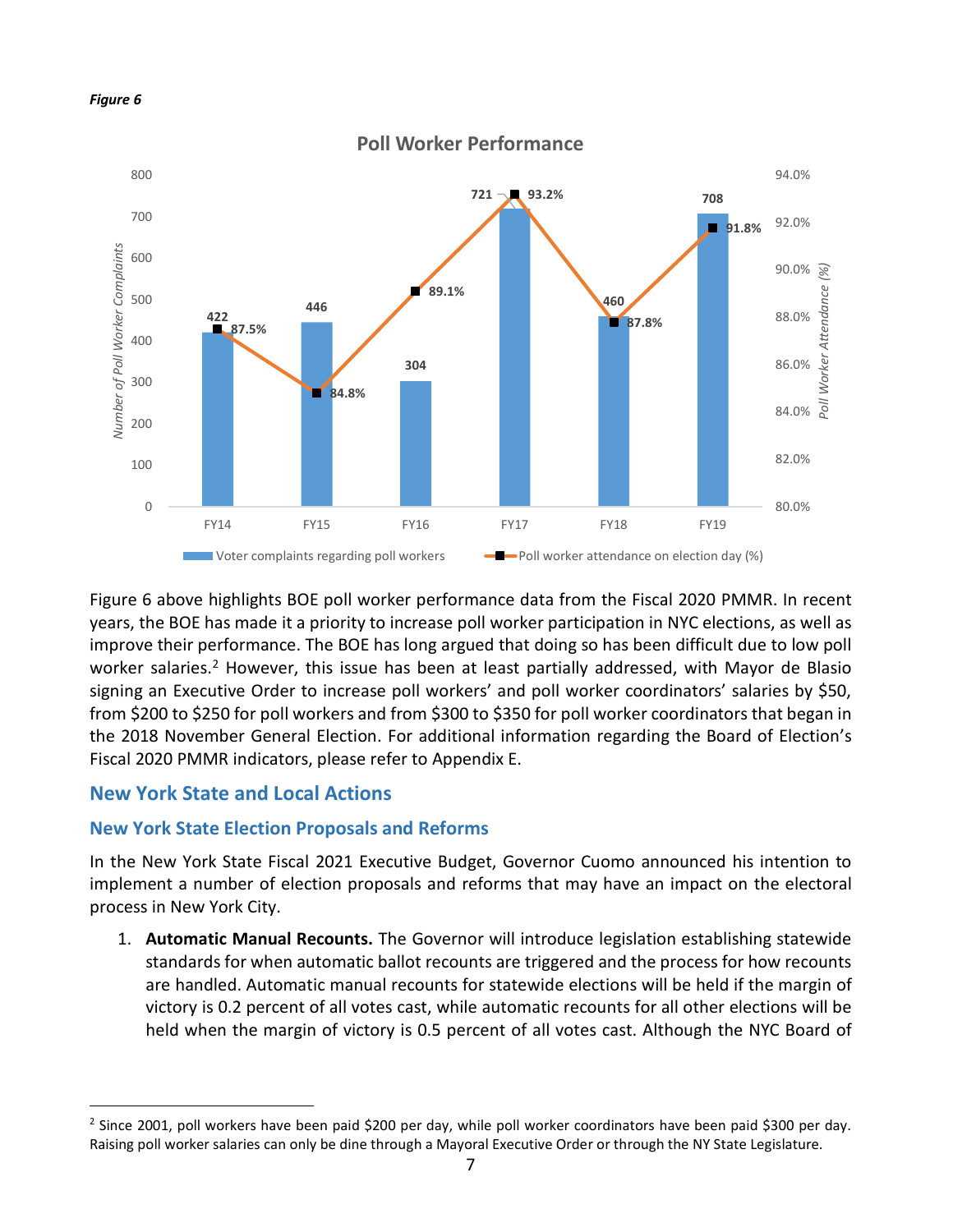*Figure 6*

**Poll Worker Performance**

| | FY14 | FY15 | FY16 | FY17 | FY18 | FY19 |
|---|---|---|---|---|---|---|
| Voter complaints regarding poll workers | 422 | 446 | 304 | 721 | 460 | 708 |
| Poll worker attendance on election day (%) | 87.5% | 84.8% | 89.1% | 93.2% | 87.8% | 91.8% |

Figure 6 above highlights BOE poll worker performance data from the Fiscal 2020 PMMR. In recent years, the BOE has made it a priority to increase poll worker participation in NYC elections, as well as improve their performance. The BOE has long argued that doing so has been difficult due to low poll worker salaries.[2] However, this issue has been at least partially addressed, with Mayor de Blasio signing an Executive Order to increase poll workers' and poll worker coordinators' salaries by $50, from $200 to $250 for poll workers and from $300 to $350 for poll worker coordinators that began in the 2018 November General Election. For additional information regarding the Board of Election's Fiscal 2020 PMMR indicators, please refer to Appendix E.

## New York State and Local Actions

### New York State Election Proposals and Reforms

In the New York State Fiscal 2021 Executive Budget, Governor Cuomo announced his intention to implement a number of election proposals and reforms that may have an impact on the electoral process in New York City.

1. **Automatic Manual Recounts.** The Governor will introduce legislation establishing statewide standards for when automatic ballot recounts are triggered and the process for how recounts are handled. Automatic manual recounts for statewide elections will be held if the margin of victory is 0.2 percent of all votes cast, while automatic recounts for all other elections will be held when the margin of victory is 0.5 percent of all votes cast. Although the NYC Board of

[2] Since 2001, poll workers have been paid $200 per day, while poll worker coordinators have been paid $300 per day. Raising poll worker salaries can only be dine through a Mayoral Executive Order or through the NY State Legislature.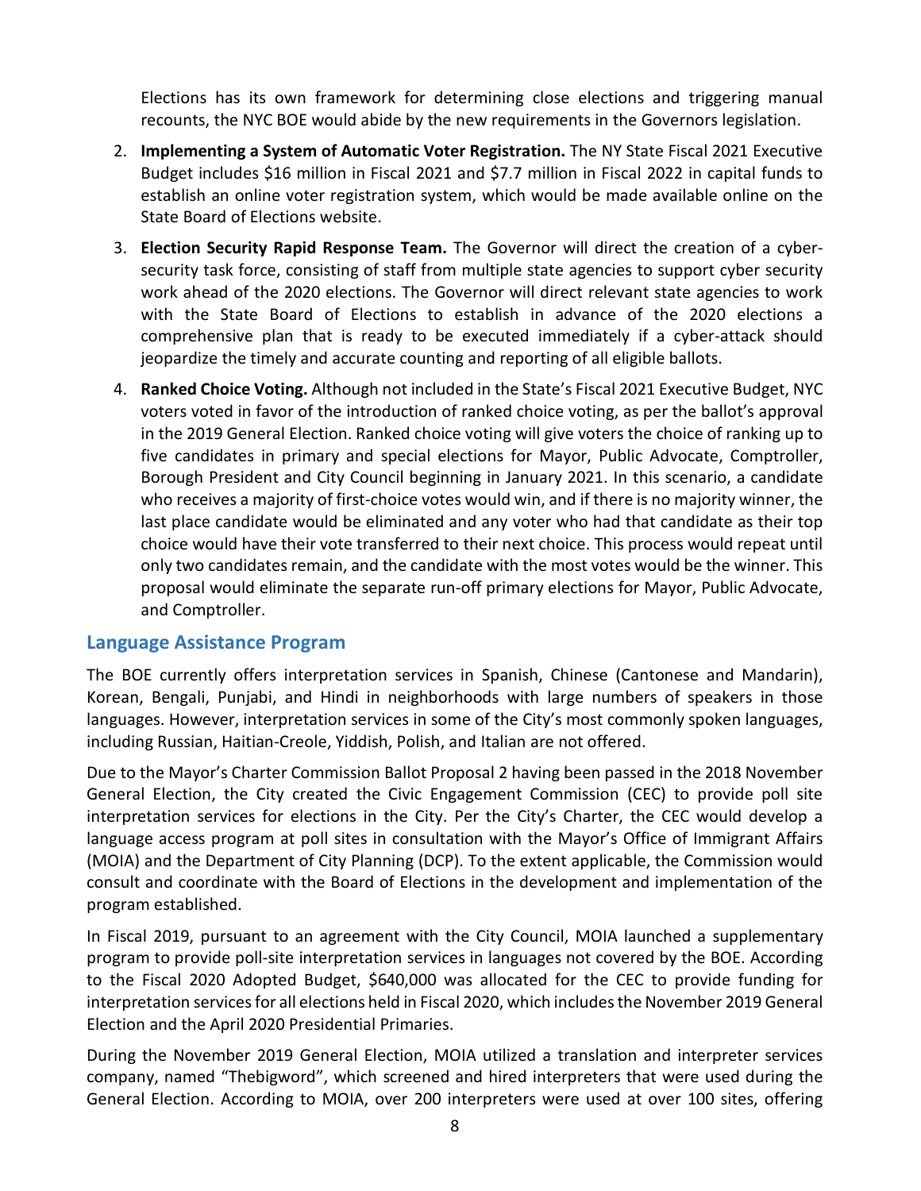Elections has its own framework for determining close elections and triggering manual recounts, the NYC BOE would abide by the new requirements in the Governors legislation.

2. **Implementing a System of Automatic Voter Registration.** The NY State Fiscal 2021 Executive Budget includes $16 million in Fiscal 2021 and $7.7 million in Fiscal 2022 in capital funds to establish an online voter registration system, which would be made available online on the State Board of Elections website.
3. **Election Security Rapid Response Team.** The Governor will direct the creation of a cyber-security task force, consisting of staff from multiple state agencies to support cyber security work ahead of the 2020 elections. The Governor will direct relevant state agencies to work with the State Board of Elections to establish in advance of the 2020 elections a comprehensive plan that is ready to be executed immediately if a cyber-attack should jeopardize the timely and accurate counting and reporting of all eligible ballots.
4. **Ranked Choice Voting.** Although not included in the State's Fiscal 2021 Executive Budget, NYC voters voted in favor of the introduction of ranked choice voting, as per the ballot's approval in the 2019 General Election. Ranked choice voting will give voters the choice of ranking up to five candidates in primary and special elections for Mayor, Public Advocate, Comptroller, Borough President and City Council beginning in January 2021. In this scenario, a candidate who receives a majority of first-choice votes would win, and if there is no majority winner, the last place candidate would be eliminated and any voter who had that candidate as their top choice would have their vote transferred to their next choice. This process would repeat until only two candidates remain, and the candidate with the most votes would be the winner. This proposal would eliminate the separate run-off primary elections for Mayor, Public Advocate, and Comptroller.

## Language Assistance Program

The BOE currently offers interpretation services in Spanish, Chinese (Cantonese and Mandarin), Korean, Bengali, Punjabi, and Hindi in neighborhoods with large numbers of speakers in those languages. However, interpretation services in some of the City's most commonly spoken languages, including Russian, Haitian-Creole, Yiddish, Polish, and Italian are not offered.

Due to the Mayor's Charter Commission Ballot Proposal 2 having been passed in the 2018 November General Election, the City created the Civic Engagement Commission (CEC) to provide poll site interpretation services for elections in the City. Per the City's Charter, the CEC would develop a language access program at poll sites in consultation with the Mayor's Office of Immigrant Affairs (MOIA) and the Department of City Planning (DCP). To the extent applicable, the Commission would consult and coordinate with the Board of Elections in the development and implementation of the program established.

In Fiscal 2019, pursuant to an agreement with the City Council, MOIA launched a supplementary program to provide poll-site interpretation services in languages not covered by the BOE. According to the Fiscal 2020 Adopted Budget, $640,000 was allocated for the CEC to provide funding for interpretation services for all elections held in Fiscal 2020, which includes the November 2019 General Election and the April 2020 Presidential Primaries.

During the November 2019 General Election, MOIA utilized a translation and interpreter services company, named "Thebigword", which screened and hired interpreters that were used during the General Election. According to MOIA, over 200 interpreters were used at over 100 sites, offering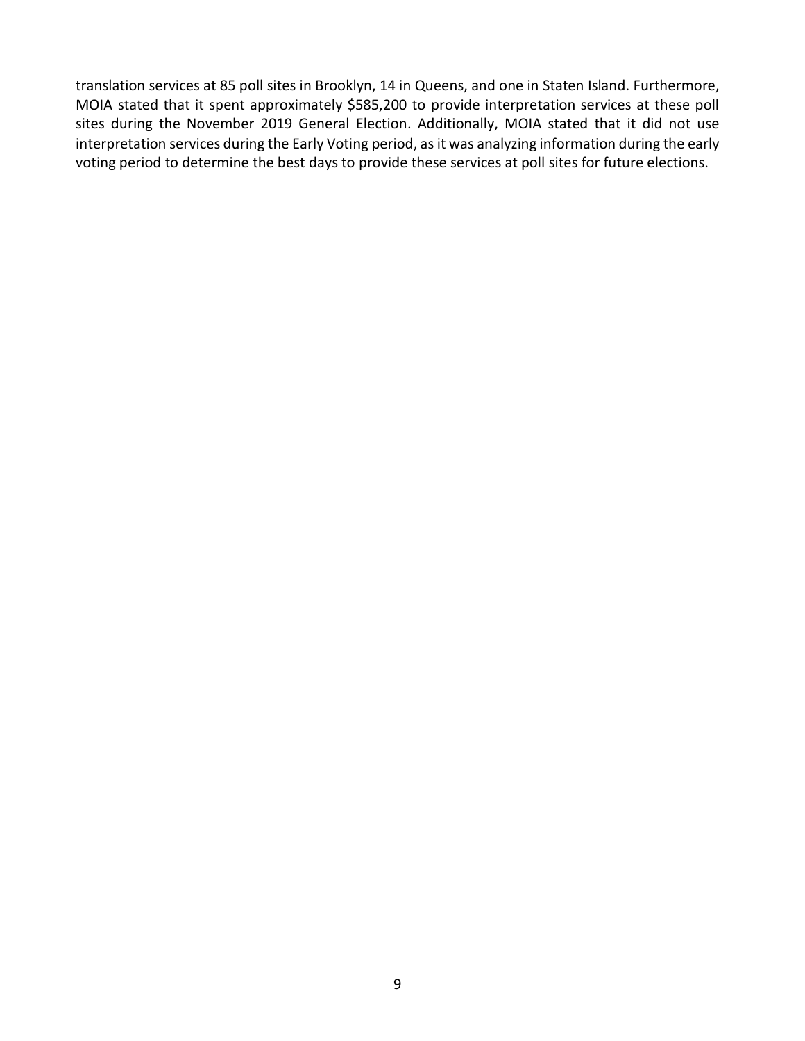translation services at 85 poll sites in Brooklyn, 14 in Queens, and one in Staten Island. Furthermore, MOIA stated that it spent approximately $585,200 to provide interpretation services at these poll sites during the November 2019 General Election. Additionally, MOIA stated that it did not use interpretation services during the Early Voting period, as it was analyzing information during the early voting period to determine the best days to provide these services at poll sites for future elections.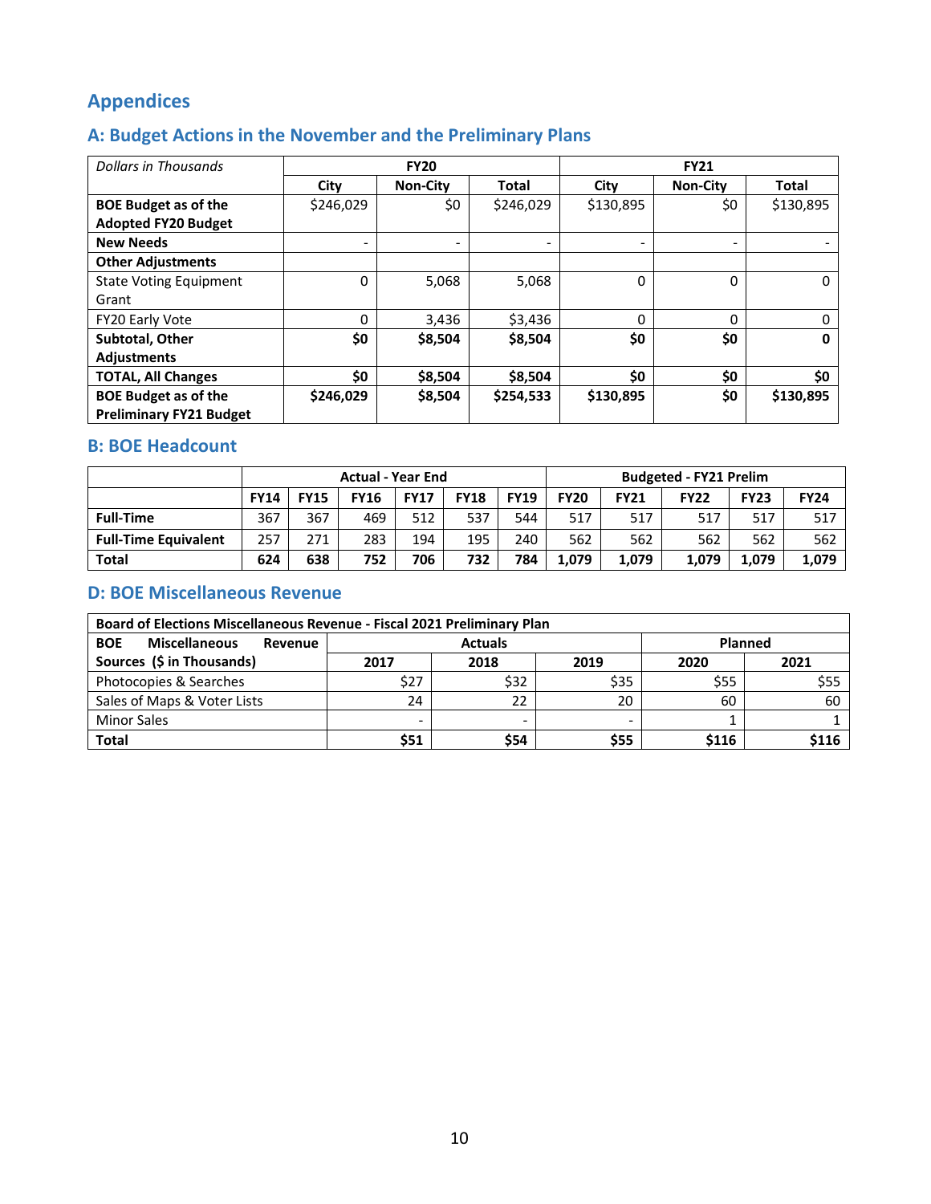# Appendices

## A: Budget Actions in the November and the Preliminary Plans

| *Dollars in Thousands* | FY20 | | | FY21 | | |
|---|---|---|---|---|---|---|
| | City | Non-City | Total | City | Non-City | Total |
| **BOE Budget as of the Adopted FY20 Budget** | $246,029 | $0 | $246,029 | $130,895 | $0 | $130,895 |
| **New Needs** | - | - | - | - | - | - |
| **Other Adjustments** | | | | | | |
| State Voting Equipment Grant | 0 | 5,068 | 5,068 | 0 | 0 | 0 |
| FY20 Early Vote | 0 | 3,436 | $3,436 | 0 | 0 | 0 |
| **Subtotal, Other Adjustments** | **$0** | **$8,504** | **$8,504** | **$0** | **$0** | **0** |
| **TOTAL, All Changes** | **$0** | **$8,504** | **$8,504** | **$0** | **$0** | **$0** |
| **BOE Budget as of the Preliminary FY21 Budget** | **$246,029** | **$8,504** | **$254,533** | **$130,895** | **$0** | **$130,895** |

## B: BOE Headcount

| | Actual - Year End | | | | | | Budgeted - FY21 Prelim | | | | |
|---|---|---|---|---|---|---|---|---|---|---|---|
| | FY14 | FY15 | FY16 | FY17 | FY18 | FY19 | FY20 | FY21 | FY22 | FY23 | FY24 |
| **Full-Time** | 367 | 367 | 469 | 512 | 537 | 544 | 517 | 517 | 517 | 517 | 517 |
| **Full-Time Equivalent** | 257 | 271 | 283 | 194 | 195 | 240 | 562 | 562 | 562 | 562 | 562 |
| **Total** | **624** | **638** | **752** | **706** | **732** | **784** | **1,079** | **1,079** | **1,079** | **1,079** | **1,079** |

## D: BOE Miscellaneous Revenue

| Board of Elections Miscellaneous Revenue - Fiscal 2021 Preliminary Plan | | | | | |
|---|---|---|---|---|---|
| **BOE Miscellaneous Revenue Sources ($ in Thousands)** | Actuals | | | Planned | |
| | 2017 | 2018 | 2019 | 2020 | 2021 |
| Photocopies & Searches | $27 | $32 | $35 | $55 | $55 |
| Sales of Maps & Voter Lists | 24 | 22 | 20 | 60 | 60 |
| Minor Sales | - | - | - | 1 | 1 |
| **Total** | **$51** | **$54** | **$55** | **$116** | **$116** |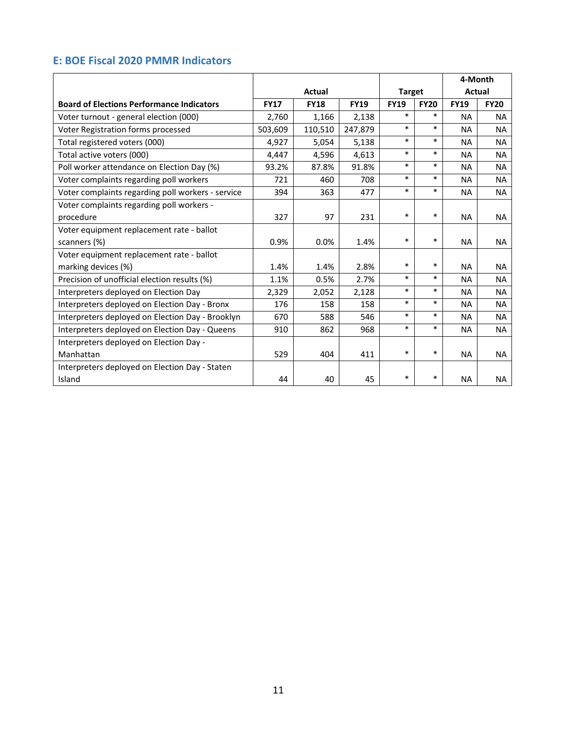## E: BOE Fiscal 2020 PMMR Indicators

| | Actual | | | Target | | 4-Month Actual | |
|---|---|---|---|---|---|---|---|
| **Board of Elections Performance Indicators** | **FY17** | **FY18** | **FY19** | **FY19** | **FY20** | **FY19** | **FY20** |
| Voter turnout - general election (000) | 2,760 | 1,166 | 2,138 | * | * | NA | NA |
| Voter Registration forms processed | 503,609 | 110,510 | 247,879 | * | * | NA | NA |
| Total registered voters (000) | 4,927 | 5,054 | 5,138 | * | * | NA | NA |
| Total active voters (000) | 4,447 | 4,596 | 4,613 | * | * | NA | NA |
| Poll worker attendance on Election Day (%) | 93.2% | 87.8% | 91.8% | * | * | NA | NA |
| Voter complaints regarding poll workers | 721 | 460 | 708 | * | * | NA | NA |
| Voter complaints regarding poll workers - service | 394 | 363 | 477 | * | * | NA | NA |
| Voter complaints regarding poll workers - procedure | 327 | 97 | 231 | * | * | NA | NA |
| Voter equipment replacement rate - ballot scanners (%) | 0.9% | 0.0% | 1.4% | * | * | NA | NA |
| Voter equipment replacement rate - ballot marking devices (%) | 1.4% | 1.4% | 2.8% | * | * | NA | NA |
| Precision of unofficial election results (%) | 1.1% | 0.5% | 2.7% | * | * | NA | NA |
| Interpreters deployed on Election Day | 2,329 | 2,052 | 2,128 | * | * | NA | NA |
| Interpreters deployed on Election Day - Bronx | 176 | 158 | 158 | * | * | NA | NA |
| Interpreters deployed on Election Day - Brooklyn | 670 | 588 | 546 | * | * | NA | NA |
| Interpreters deployed on Election Day - Queens | 910 | 862 | 968 | * | * | NA | NA |
| Interpreters deployed on Election Day - Manhattan | 529 | 404 | 411 | * | * | NA | NA |
| Interpreters deployed on Election Day - Staten Island | 44 | 40 | 45 | * | * | NA | NA |